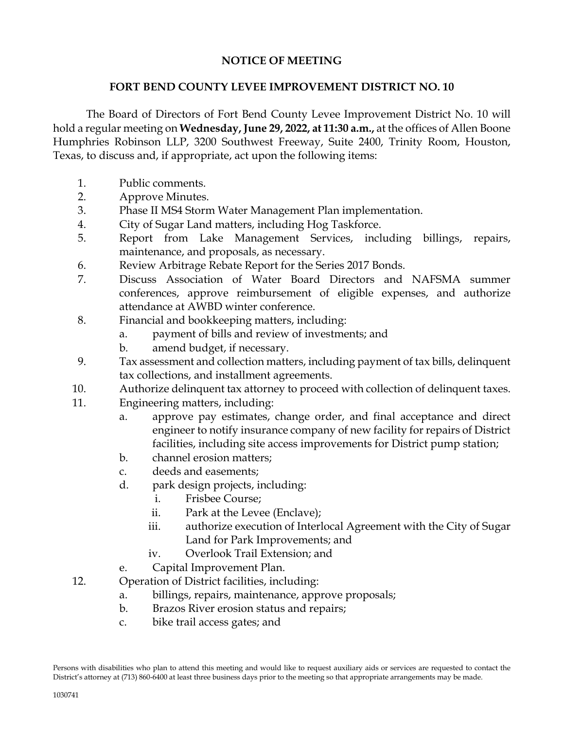**NOTICE OF MEETING**

**FORT BEND COUNTY LEVEE IMPROVEMENT DISTRICT NO. 10**

The Board of Directors of Fort Bend County Levee Improvement District No. 10 will hold a regular meeting on **Wednesday, June 29, 2022, at 11:30 a.m.,** at the offices of Allen Boone Humphries Robinson LLP, 3200 Southwest Freeway, Suite 2400, Trinity Room, Houston, Texas, to discuss and, if appropriate, act upon the following items:

1. Public comments.
2. Approve Minutes.
3. Phase II MS4 Storm Water Management Plan implementation.
4. City of Sugar Land matters, including Hog Taskforce.
5. Report from Lake Management Services, including billings, repairs, maintenance, and proposals, as necessary.
6. Review Arbitrage Rebate Report for the Series 2017 Bonds.
7. Discuss Association of Water Board Directors and NAFSMA summer conferences, approve reimbursement of eligible expenses, and authorize attendance at AWBD winter conference.
8. Financial and bookkeeping matters, including:
   a. payment of bills and review of investments; and
   b. amend budget, if necessary.
9. Tax assessment and collection matters, including payment of tax bills, delinquent tax collections, and installment agreements.
10. Authorize delinquent tax attorney to proceed with collection of delinquent taxes.
11. Engineering matters, including:
    a. approve pay estimates, change order, and final acceptance and direct engineer to notify insurance company of new facility for repairs of District facilities, including site access improvements for District pump station;
    b. channel erosion matters;
    c. deeds and easements;
    d. park design projects, including:
       i. Frisbee Course;
       ii. Park at the Levee (Enclave);
       iii. authorize execution of Interlocal Agreement with the City of Sugar Land for Park Improvements; and
       iv. Overlook Trail Extension; and
    e. Capital Improvement Plan.
12. Operation of District facilities, including:
    a. billings, repairs, maintenance, approve proposals;
    b. Brazos River erosion status and repairs;
    c. bike trail access gates; and

Persons with disabilities who plan to attend this meeting and would like to request auxiliary aids or services are requested to contact the District's attorney at (713) 860-6400 at least three business days prior to the meeting so that appropriate arrangements may be made.

1030741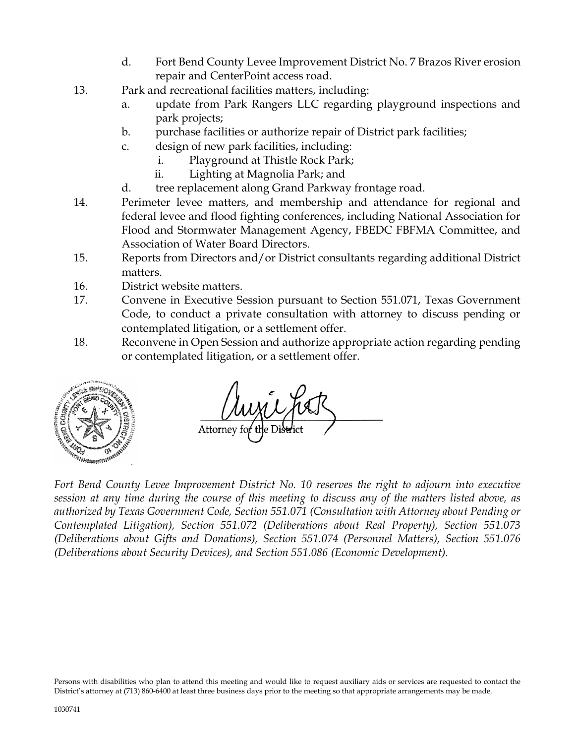d. Fort Bend County Levee Improvement District No. 7 Brazos River erosion repair and CenterPoint access road.

13. Park and recreational facilities matters, including:
    a. update from Park Rangers LLC regarding playground inspections and park projects;
    b. purchase facilities or authorize repair of District park facilities;
    c. design of new park facilities, including:
        i. Playground at Thistle Rock Park;
        ii. Lighting at Magnolia Park; and
    d. tree replacement along Grand Parkway frontage road.

14. Perimeter levee matters, and membership and attendance for regional and federal levee and flood fighting conferences, including National Association for Flood and Stormwater Management Agency, FBEDC FBFMA Committee, and Association of Water Board Directors.

15. Reports from Directors and/or District consultants regarding additional District matters.

16. District website matters.

17. Convene in Executive Session pursuant to Section 551.071, Texas Government Code, to conduct a private consultation with attorney to discuss pending or contemplated litigation, or a settlement offer.

18. Reconvene in Open Session and authorize appropriate action regarding pending or contemplated litigation, or a settlement offer.

Attorney for the District

*Fort Bend County Levee Improvement District No. 10 reserves the right to adjourn into executive session at any time during the course of this meeting to discuss any of the matters listed above, as authorized by Texas Government Code, Section 551.071 (Consultation with Attorney about Pending or Contemplated Litigation), Section 551.072 (Deliberations about Real Property), Section 551.073 (Deliberations about Gifts and Donations), Section 551.074 (Personnel Matters), Section 551.076 (Deliberations about Security Devices), and Section 551.086 (Economic Development).*

Persons with disabilities who plan to attend this meeting and would like to request auxiliary aids or services are requested to contact the District's attorney at (713) 860-6400 at least three business days prior to the meeting so that appropriate arrangements may be made.

1030741